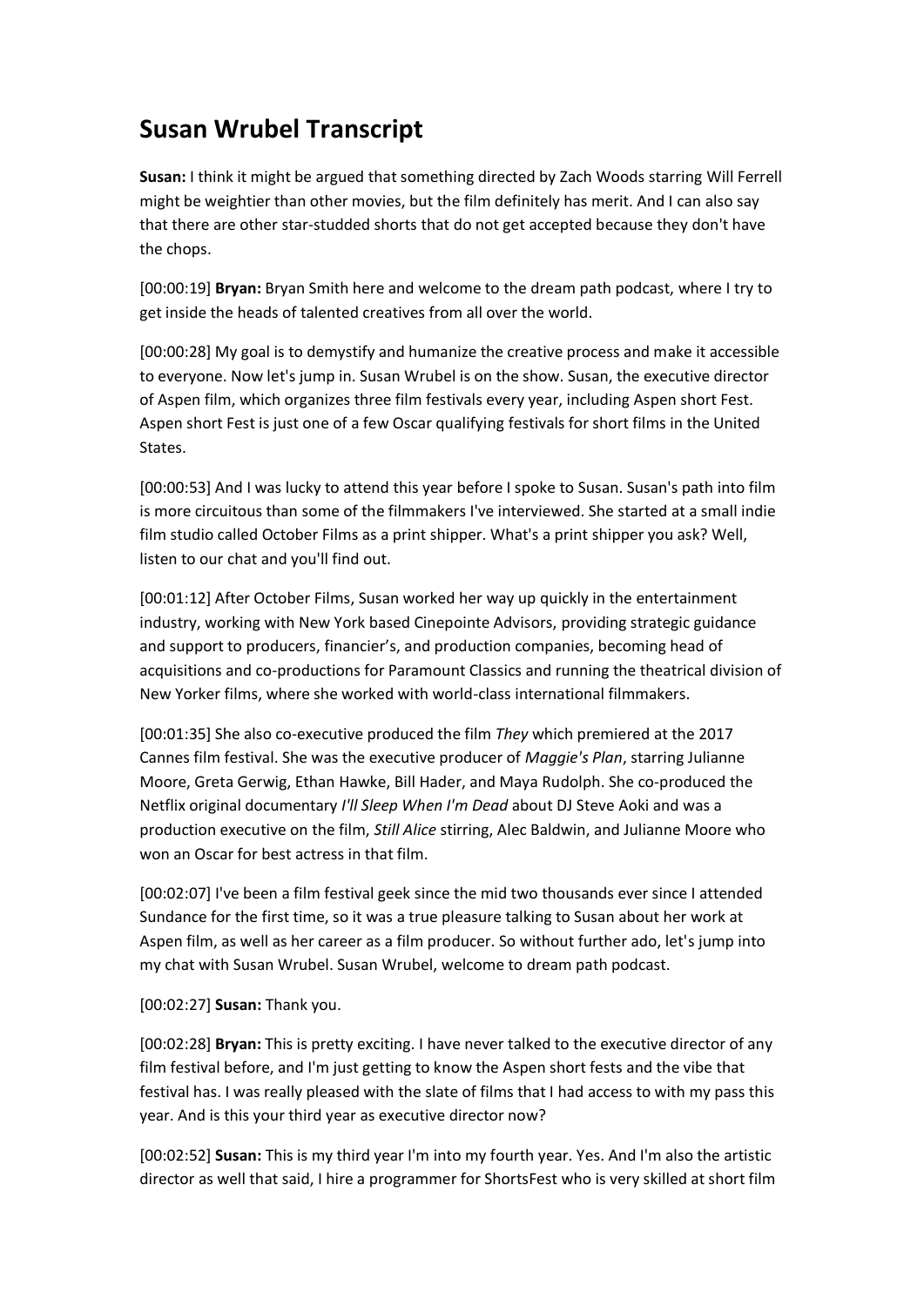# Susan Wrubel Transcript

**Susan:** I think it might be argued that something directed by Zach Woods starring Will Ferrell might be weightier than other movies, but the film definitely has merit. And I can also say that there are other star-studded shorts that do not get accepted because they don't have the chops.

[00:00:19] **Bryan:** Bryan Smith here and welcome to the dream path podcast, where I try to get inside the heads of talented creatives from all over the world.

[00:00:28] My goal is to demystify and humanize the creative process and make it accessible to everyone. Now let's jump in. Susan Wrubel is on the show. Susan, the executive director of Aspen film, which organizes three film festivals every year, including Aspen short Fest. Aspen short Fest is just one of a few Oscar qualifying festivals for short films in the United States.

[00:00:53] And I was lucky to attend this year before I spoke to Susan. Susan's path into film is more circuitous than some of the filmmakers I've interviewed. She started at a small indie film studio called October Films as a print shipper. What's a print shipper you ask? Well, listen to our chat and you'll find out.

[00:01:12] After October Films, Susan worked her way up quickly in the entertainment industry, working with New York based Cinepointe Advisors, providing strategic guidance and support to producers, financier's, and production companies, becoming head of acquisitions and co-productions for Paramount Classics and running the theatrical division of New Yorker films, where she worked with world-class international filmmakers.

[00:01:35] She also co-executive produced the film *They* which premiered at the 2017 Cannes film festival. She was the executive producer of *Maggie's Plan*, starring Julianne Moore, Greta Gerwig, Ethan Hawke, Bill Hader, and Maya Rudolph. She co-produced the Netflix original documentary *I'll Sleep When I'm Dead* about DJ Steve Aoki and was a production executive on the film, *Still Alice* stirring, Alec Baldwin, and Julianne Moore who won an Oscar for best actress in that film.

[00:02:07] I've been a film festival geek since the mid two thousands ever since I attended Sundance for the first time, so it was a true pleasure talking to Susan about her work at Aspen film, as well as her career as a film producer. So without further ado, let's jump into my chat with Susan Wrubel. Susan Wrubel, welcome to dream path podcast.

[00:02:27] **Susan:** Thank you.

[00:02:28] **Bryan:** This is pretty exciting. I have never talked to the executive director of any film festival before, and I'm just getting to know the Aspen short fests and the vibe that festival has. I was really pleased with the slate of films that I had access to with my pass this year. And is this your third year as executive director now?

[00:02:52] **Susan:** This is my third year I'm into my fourth year. Yes. And I'm also the artistic director as well that said, I hire a programmer for ShortsFest who is very skilled at short film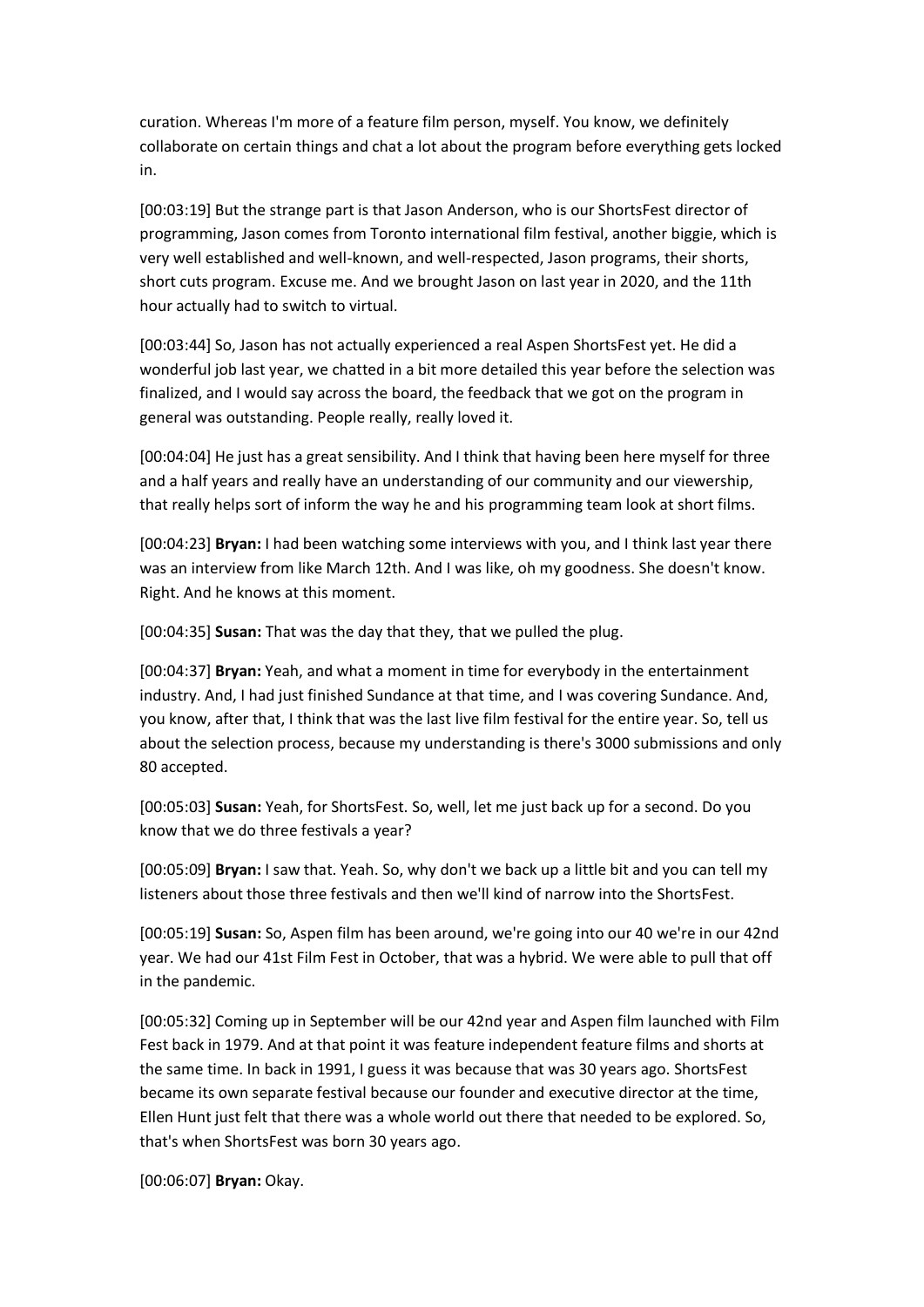curation. Whereas I'm more of a feature film person, myself. You know, we definitely collaborate on certain things and chat a lot about the program before everything gets locked in.

[00:03:19] But the strange part is that Jason Anderson, who is our ShortsFest director of programming, Jason comes from Toronto international film festival, another biggie, which is very well established and well-known, and well-respected, Jason programs, their shorts, short cuts program. Excuse me. And we brought Jason on last year in 2020, and the 11th hour actually had to switch to virtual.

[00:03:44] So, Jason has not actually experienced a real Aspen ShortsFest yet. He did a wonderful job last year, we chatted in a bit more detailed this year before the selection was finalized, and I would say across the board, the feedback that we got on the program in general was outstanding. People really, really loved it.

[00:04:04] He just has a great sensibility. And I think that having been here myself for three and a half years and really have an understanding of our community and our viewership, that really helps sort of inform the way he and his programming team look at short films.

[00:04:23] **Bryan:** I had been watching some interviews with you, and I think last year there was an interview from like March 12th. And I was like, oh my goodness. She doesn't know. Right. And he knows at this moment.

[00:04:35] **Susan:** That was the day that they, that we pulled the plug.

[00:04:37] **Bryan:** Yeah, and what a moment in time for everybody in the entertainment industry. And, I had just finished Sundance at that time, and I was covering Sundance. And, you know, after that, I think that was the last live film festival for the entire year. So, tell us about the selection process, because my understanding is there's 3000 submissions and only 80 accepted.

[00:05:03] **Susan:** Yeah, for ShortsFest. So, well, let me just back up for a second. Do you know that we do three festivals a year?

[00:05:09] **Bryan:** I saw that. Yeah. So, why don't we back up a little bit and you can tell my listeners about those three festivals and then we'll kind of narrow into the ShortsFest.

[00:05:19] **Susan:** So, Aspen film has been around, we're going into our 40 we're in our 42nd year. We had our 41st Film Fest in October, that was a hybrid. We were able to pull that off in the pandemic.

[00:05:32] Coming up in September will be our 42nd year and Aspen film launched with Film Fest back in 1979. And at that point it was feature independent feature films and shorts at the same time. In back in 1991, I guess it was because that was 30 years ago. ShortsFest became its own separate festival because our founder and executive director at the time, Ellen Hunt just felt that there was a whole world out there that needed to be explored. So, that's when ShortsFest was born 30 years ago.

[00:06:07] **Bryan:** Okay.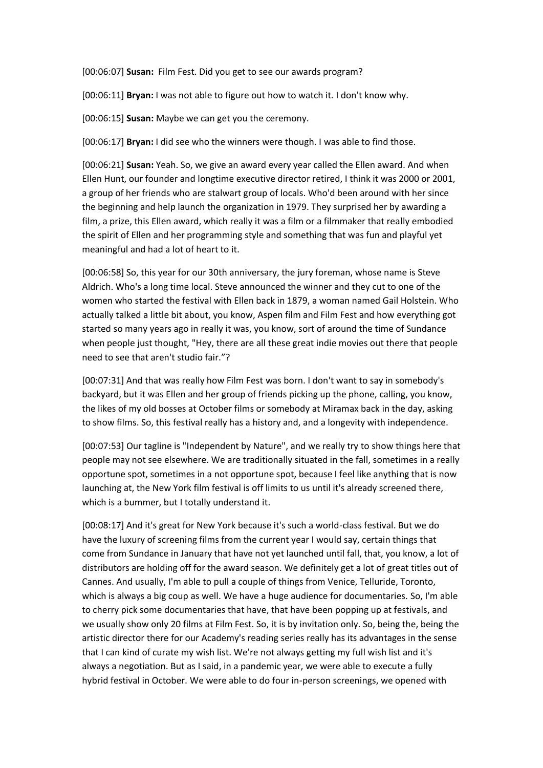[00:06:07] **Susan:** Film Fest. Did you get to see our awards program?

[00:06:11] **Bryan:** I was not able to figure out how to watch it. I don't know why.

[00:06:15] **Susan:** Maybe we can get you the ceremony.

[00:06:17] **Bryan:** I did see who the winners were though. I was able to find those.

[00:06:21] **Susan:** Yeah. So, we give an award every year called the Ellen award. And when Ellen Hunt, our founder and longtime executive director retired, I think it was 2000 or 2001, a group of her friends who are stalwart group of locals. Who'd been around with her since the beginning and help launch the organization in 1979. They surprised her by awarding a film, a prize, this Ellen award, which really it was a film or a filmmaker that really embodied the spirit of Ellen and her programming style and something that was fun and playful yet meaningful and had a lot of heart to it.

[00:06:58] So, this year for our 30th anniversary, the jury foreman, whose name is Steve Aldrich. Who's a long time local. Steve announced the winner and they cut to one of the women who started the festival with Ellen back in 1879, a woman named Gail Holstein. Who actually talked a little bit about, you know, Aspen film and Film Fest and how everything got started so many years ago in really it was, you know, sort of around the time of Sundance when people just thought, "Hey, there are all these great indie movies out there that people need to see that aren't studio fair."?

[00:07:31] And that was really how Film Fest was born. I don't want to say in somebody's backyard, but it was Ellen and her group of friends picking up the phone, calling, you know, the likes of my old bosses at October films or somebody at Miramax back in the day, asking to show films. So, this festival really has a history and, and a longevity with independence.

[00:07:53] Our tagline is "Independent by Nature", and we really try to show things here that people may not see elsewhere. We are traditionally situated in the fall, sometimes in a really opportune spot, sometimes in a not opportune spot, because I feel like anything that is now launching at, the New York film festival is off limits to us until it's already screened there, which is a bummer, but I totally understand it.

[00:08:17] And it's great for New York because it's such a world-class festival. But we do have the luxury of screening films from the current year I would say, certain things that come from Sundance in January that have not yet launched until fall, that, you know, a lot of distributors are holding off for the award season. We definitely get a lot of great titles out of Cannes. And usually, I'm able to pull a couple of things from Venice, Telluride, Toronto, which is always a big coup as well. We have a huge audience for documentaries. So, I'm able to cherry pick some documentaries that have, that have been popping up at festivals, and we usually show only 20 films at Film Fest. So, it is by invitation only. So, being the, being the artistic director there for our Academy's reading series really has its advantages in the sense that I can kind of curate my wish list. We're not always getting my full wish list and it's always a negotiation. But as I said, in a pandemic year, we were able to execute a fully hybrid festival in October. We were able to do four in-person screenings, we opened with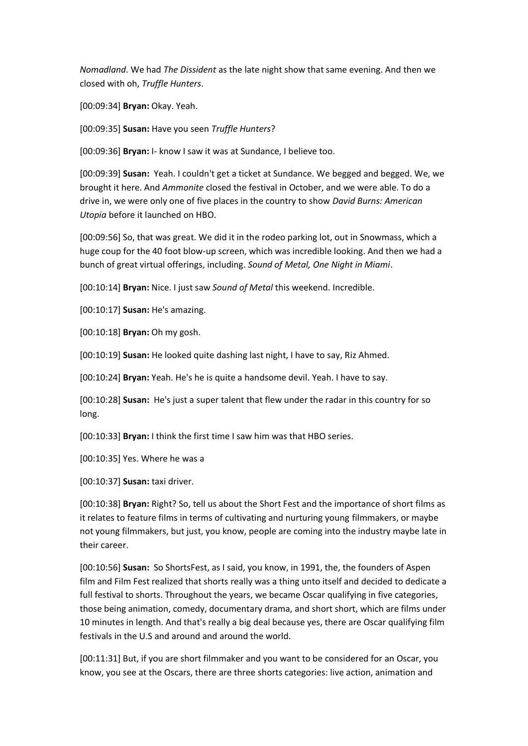*Nomadland*. We had *The Dissident* as the late night show that same evening. And then we closed with oh, *Truffle Hunters*.

[00:09:34] **Bryan:** Okay. Yeah.

[00:09:35] **Susan:** Have you seen *Truffle Hunters*?

[00:09:36] **Bryan:** I- know I saw it was at Sundance, I believe too.

[00:09:39] **Susan:** Yeah. I couldn't get a ticket at Sundance. We begged and begged. We, we brought it here. And *Ammonite* closed the festival in October, and we were able. To do a drive in, we were only one of five places in the country to show *David Burns: American Utopia* before it launched on HBO.

[00:09:56] So, that was great. We did it in the rodeo parking lot, out in Snowmass, which a huge coup for the 40 foot blow-up screen, which was incredible looking. And then we had a bunch of great virtual offerings, including. *Sound of Metal, One Night in Miami*.

[00:10:14] **Bryan:** Nice. I just saw *Sound of Metal* this weekend. Incredible.

[00:10:17] **Susan:** He's amazing.

[00:10:18] **Bryan:** Oh my gosh.

[00:10:19] **Susan:** He looked quite dashing last night, I have to say, Riz Ahmed.

[00:10:24] **Bryan:** Yeah. He's he is quite a handsome devil. Yeah. I have to say.

[00:10:28] **Susan:** He's just a super talent that flew under the radar in this country for so long.

[00:10:33] **Bryan:** I think the first time I saw him was that HBO series.

[00:10:35] Yes. Where he was a

[00:10:37] **Susan:** taxi driver.

[00:10:38] **Bryan:** Right? So, tell us about the Short Fest and the importance of short films as it relates to feature films in terms of cultivating and nurturing young filmmakers, or maybe not young filmmakers, but just, you know, people are coming into the industry maybe late in their career.

[00:10:56] **Susan:** So ShortsFest, as I said, you know, in 1991, the, the founders of Aspen film and Film Fest realized that shorts really was a thing unto itself and decided to dedicate a full festival to shorts. Throughout the years, we became Oscar qualifying in five categories, those being animation, comedy, documentary drama, and short short, which are films under 10 minutes in length. And that's really a big deal because yes, there are Oscar qualifying film festivals in the U.S and around and around the world.

[00:11:31] But, if you are short filmmaker and you want to be considered for an Oscar, you know, you see at the Oscars, there are three shorts categories: live action, animation and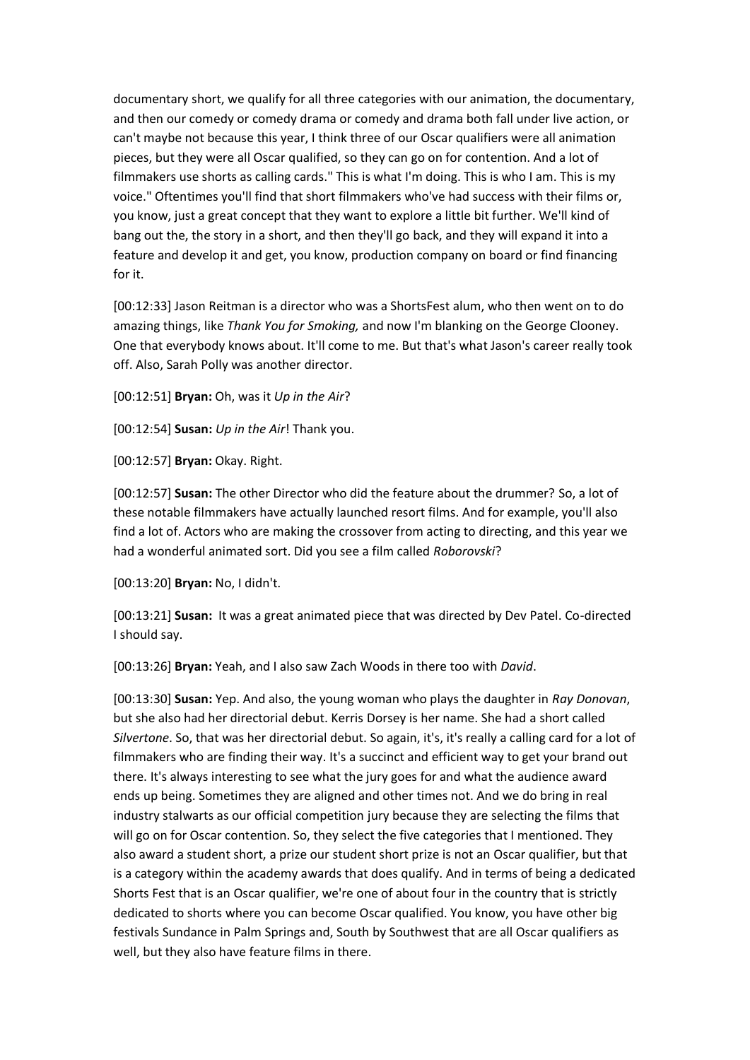documentary short, we qualify for all three categories with our animation, the documentary, and then our comedy or comedy drama or comedy and drama both fall under live action, or can't maybe not because this year, I think three of our Oscar qualifiers were all animation pieces, but they were all Oscar qualified, so they can go on for contention. And a lot of filmmakers use shorts as calling cards." This is what I'm doing. This is who I am. This is my voice." Oftentimes you'll find that short filmmakers who've had success with their films or, you know, just a great concept that they want to explore a little bit further. We'll kind of bang out the, the story in a short, and then they'll go back, and they will expand it into a feature and develop it and get, you know, production company on board or find financing for it.

[00:12:33] Jason Reitman is a director who was a ShortsFest alum, who then went on to do amazing things, like *Thank You for Smoking,* and now I'm blanking on the George Clooney. One that everybody knows about. It'll come to me. But that's what Jason's career really took off. Also, Sarah Polly was another director.

[00:12:51] **Bryan:** Oh, was it *Up in the Air*?

[00:12:54] **Susan:** *Up in the Air*! Thank you.

[00:12:57] **Bryan:** Okay. Right.

[00:12:57] **Susan:** The other Director who did the feature about the drummer? So, a lot of these notable filmmakers have actually launched resort films. And for example, you'll also find a lot of. Actors who are making the crossover from acting to directing, and this year we had a wonderful animated sort. Did you see a film called *Roborovski*?

[00:13:20] **Bryan:** No, I didn't.

[00:13:21] **Susan:** It was a great animated piece that was directed by Dev Patel. Co-directed I should say.

[00:13:26] **Bryan:** Yeah, and I also saw Zach Woods in there too with *David*.

[00:13:30] **Susan:** Yep. And also, the young woman who plays the daughter in *Ray Donovan*, but she also had her directorial debut. Kerris Dorsey is her name. She had a short called *Silvertone*. So, that was her directorial debut. So again, it's, it's really a calling card for a lot of filmmakers who are finding their way. It's a succinct and efficient way to get your brand out there. It's always interesting to see what the jury goes for and what the audience award ends up being. Sometimes they are aligned and other times not. And we do bring in real industry stalwarts as our official competition jury because they are selecting the films that will go on for Oscar contention. So, they select the five categories that I mentioned. They also award a student short, a prize our student short prize is not an Oscar qualifier, but that is a category within the academy awards that does qualify. And in terms of being a dedicated Shorts Fest that is an Oscar qualifier, we're one of about four in the country that is strictly dedicated to shorts where you can become Oscar qualified. You know, you have other big festivals Sundance in Palm Springs and, South by Southwest that are all Oscar qualifiers as well, but they also have feature films in there.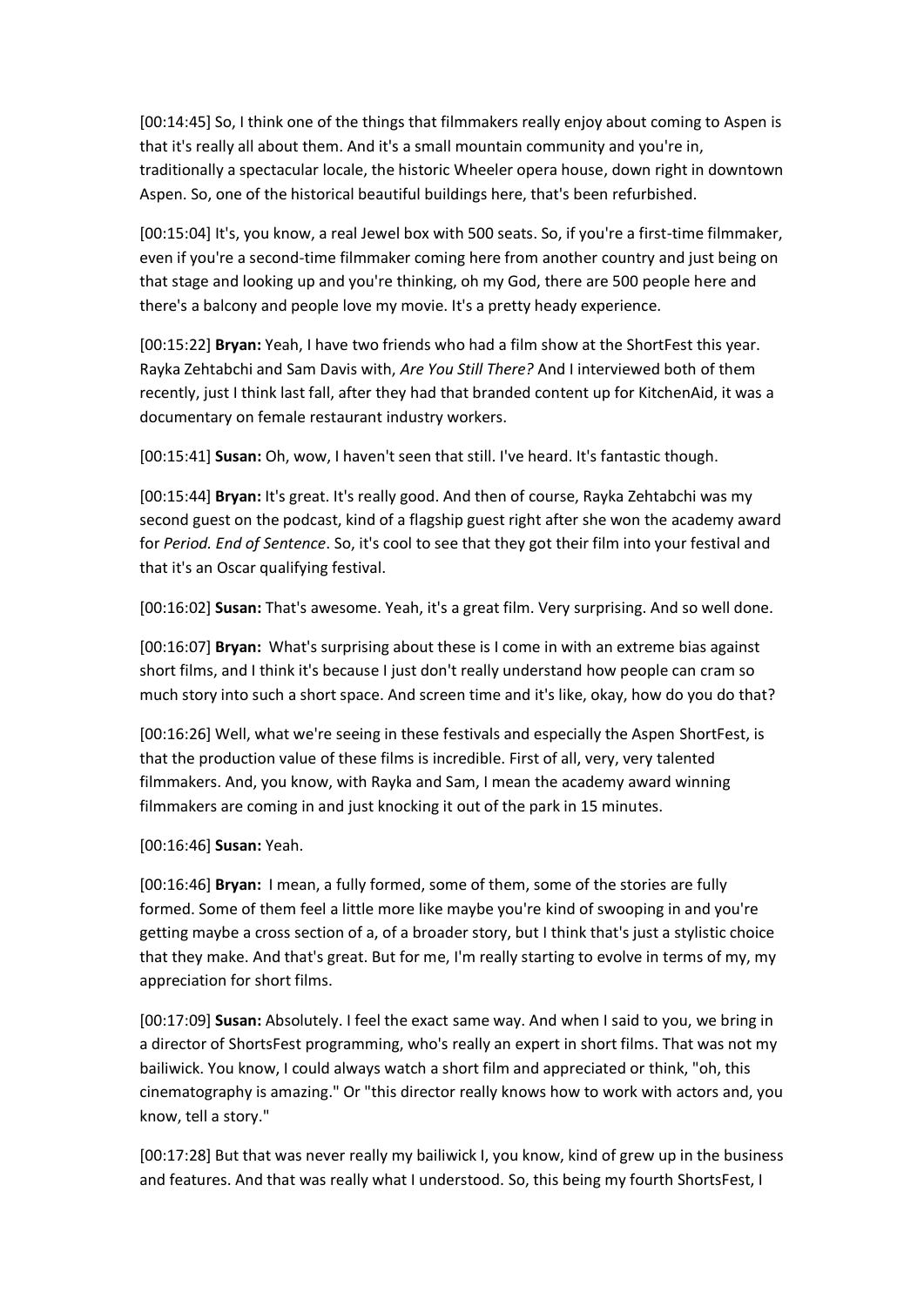[00:14:45] So, I think one of the things that filmmakers really enjoy about coming to Aspen is that it's really all about them. And it's a small mountain community and you're in, traditionally a spectacular locale, the historic Wheeler opera house, down right in downtown Aspen. So, one of the historical beautiful buildings here, that's been refurbished.

[00:15:04] It's, you know, a real Jewel box with 500 seats. So, if you're a first-time filmmaker, even if you're a second-time filmmaker coming here from another country and just being on that stage and looking up and you're thinking, oh my God, there are 500 people here and there's a balcony and people love my movie. It's a pretty heady experience.

[00:15:22] **Bryan:** Yeah, I have two friends who had a film show at the ShortFest this year. Rayka Zehtabchi and Sam Davis with, *Are You Still There?* And I interviewed both of them recently, just I think last fall, after they had that branded content up for KitchenAid, it was a documentary on female restaurant industry workers.

[00:15:41] **Susan:** Oh, wow, I haven't seen that still. I've heard. It's fantastic though.

[00:15:44] **Bryan:** It's great. It's really good. And then of course, Rayka Zehtabchi was my second guest on the podcast, kind of a flagship guest right after she won the academy award for *Period. End of Sentence*. So, it's cool to see that they got their film into your festival and that it's an Oscar qualifying festival.

[00:16:02] **Susan:** That's awesome. Yeah, it's a great film. Very surprising. And so well done.

[00:16:07] **Bryan:** What's surprising about these is I come in with an extreme bias against short films, and I think it's because I just don't really understand how people can cram so much story into such a short space. And screen time and it's like, okay, how do you do that?

[00:16:26] Well, what we're seeing in these festivals and especially the Aspen ShortFest, is that the production value of these films is incredible. First of all, very, very talented filmmakers. And, you know, with Rayka and Sam, I mean the academy award winning filmmakers are coming in and just knocking it out of the park in 15 minutes.

[00:16:46] **Susan:** Yeah.

[00:16:46] **Bryan:** I mean, a fully formed, some of them, some of the stories are fully formed. Some of them feel a little more like maybe you're kind of swooping in and you're getting maybe a cross section of a, of a broader story, but I think that's just a stylistic choice that they make. And that's great. But for me, I'm really starting to evolve in terms of my, my appreciation for short films.

[00:17:09] **Susan:** Absolutely. I feel the exact same way. And when I said to you, we bring in a director of ShortsFest programming, who's really an expert in short films. That was not my bailiwick. You know, I could always watch a short film and appreciated or think, "oh, this cinematography is amazing." Or "this director really knows how to work with actors and, you know, tell a story."

[00:17:28] But that was never really my bailiwick I, you know, kind of grew up in the business and features. And that was really what I understood. So, this being my fourth ShortsFest, I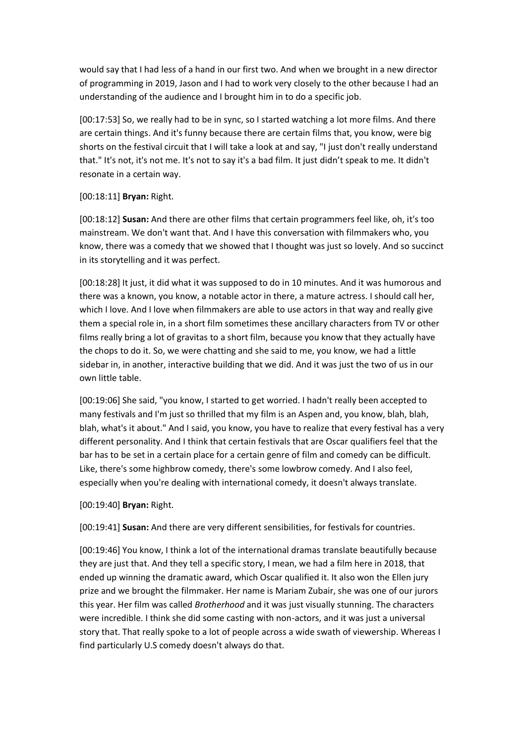would say that I had less of a hand in our first two. And when we brought in a new director of programming in 2019, Jason and I had to work very closely to the other because I had an understanding of the audience and I brought him in to do a specific job.

[00:17:53] So, we really had to be in sync, so I started watching a lot more films. And there are certain things. And it's funny because there are certain films that, you know, were big shorts on the festival circuit that I will take a look at and say, "I just don't really understand that." It's not, it's not me. It's not to say it's a bad film. It just didn't speak to me. It didn't resonate in a certain way.

[00:18:11] **Bryan:** Right.

[00:18:12] **Susan:** And there are other films that certain programmers feel like, oh, it's too mainstream. We don't want that. And I have this conversation with filmmakers who, you know, there was a comedy that we showed that I thought was just so lovely. And so succinct in its storytelling and it was perfect.

[00:18:28] It just, it did what it was supposed to do in 10 minutes. And it was humorous and there was a known, you know, a notable actor in there, a mature actress. I should call her, which I love. And I love when filmmakers are able to use actors in that way and really give them a special role in, in a short film sometimes these ancillary characters from TV or other films really bring a lot of gravitas to a short film, because you know that they actually have the chops to do it. So, we were chatting and she said to me, you know, we had a little sidebar in, in another, interactive building that we did. And it was just the two of us in our own little table.

[00:19:06] She said, "you know, I started to get worried. I hadn't really been accepted to many festivals and I'm just so thrilled that my film is an Aspen and, you know, blah, blah, blah, what's it about." And I said, you know, you have to realize that every festival has a very different personality. And I think that certain festivals that are Oscar qualifiers feel that the bar has to be set in a certain place for a certain genre of film and comedy can be difficult. Like, there's some highbrow comedy, there's some lowbrow comedy. And I also feel, especially when you're dealing with international comedy, it doesn't always translate.

[00:19:40] **Bryan:** Right.

[00:19:41] **Susan:** And there are very different sensibilities, for festivals for countries.

[00:19:46] You know, I think a lot of the international dramas translate beautifully because they are just that. And they tell a specific story, I mean, we had a film here in 2018, that ended up winning the dramatic award, which Oscar qualified it. It also won the Ellen jury prize and we brought the filmmaker. Her name is Mariam Zubair, she was one of our jurors this year. Her film was called *Brotherhood* and it was just visually stunning. The characters were incredible. I think she did some casting with non-actors, and it was just a universal story that. That really spoke to a lot of people across a wide swath of viewership. Whereas I find particularly U.S comedy doesn't always do that.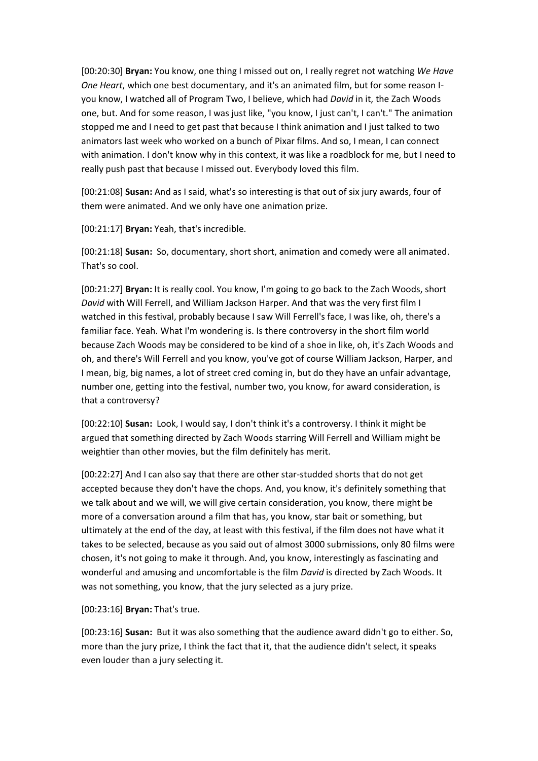[00:20:30] **Bryan:** You know, one thing I missed out on, I really regret not watching *We Have One Heart*, which one best documentary, and it's an animated film, but for some reason I- you know, I watched all of Program Two, I believe, which had *David* in it, the Zach Woods one, but. And for some reason, I was just like, "you know, I just can't, I can't." The animation stopped me and I need to get past that because I think animation and I just talked to two animators last week who worked on a bunch of Pixar films. And so, I mean, I can connect with animation. I don't know why in this context, it was like a roadblock for me, but I need to really push past that because I missed out. Everybody loved this film.

[00:21:08] **Susan:** And as I said, what's so interesting is that out of six jury awards, four of them were animated. And we only have one animation prize.

[00:21:17] **Bryan:** Yeah, that's incredible.

[00:21:18] **Susan:** So, documentary, short short, animation and comedy were all animated. That's so cool.

[00:21:27] **Bryan:** It is really cool. You know, I'm going to go back to the Zach Woods, short *David* with Will Ferrell, and William Jackson Harper. And that was the very first film I watched in this festival, probably because I saw Will Ferrell's face, I was like, oh, there's a familiar face. Yeah. What I'm wondering is. Is there controversy in the short film world because Zach Woods may be considered to be kind of a shoe in like, oh, it's Zach Woods and oh, and there's Will Ferrell and you know, you've got of course William Jackson, Harper, and I mean, big, big names, a lot of street cred coming in, but do they have an unfair advantage, number one, getting into the festival, number two, you know, for award consideration, is that a controversy?

[00:22:10] **Susan:** Look, I would say, I don't think it's a controversy. I think it might be argued that something directed by Zach Woods starring Will Ferrell and William might be weightier than other movies, but the film definitely has merit.

[00:22:27] And I can also say that there are other star-studded shorts that do not get accepted because they don't have the chops. And, you know, it's definitely something that we talk about and we will, we will give certain consideration, you know, there might be more of a conversation around a film that has, you know, star bait or something, but ultimately at the end of the day, at least with this festival, if the film does not have what it takes to be selected, because as you said out of almost 3000 submissions, only 80 films were chosen, it's not going to make it through. And, you know, interestingly as fascinating and wonderful and amusing and uncomfortable is the film *David* is directed by Zach Woods. It was not something, you know, that the jury selected as a jury prize.

[00:23:16] **Bryan:** That's true.

[00:23:16] **Susan:** But it was also something that the audience award didn't go to either. So, more than the jury prize, I think the fact that it, that the audience didn't select, it speaks even louder than a jury selecting it.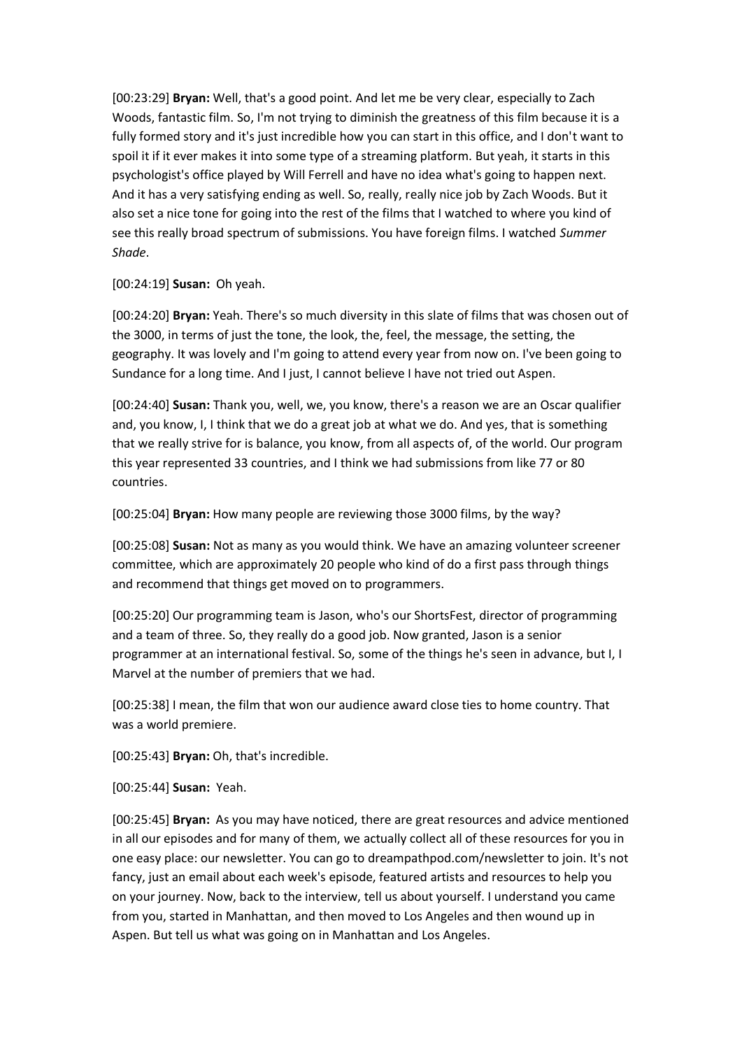[00:23:29] **Bryan:** Well, that's a good point. And let me be very clear, especially to Zach Woods, fantastic film. So, I'm not trying to diminish the greatness of this film because it is a fully formed story and it's just incredible how you can start in this office, and I don't want to spoil it if it ever makes it into some type of a streaming platform. But yeah, it starts in this psychologist's office played by Will Ferrell and have no idea what's going to happen next. And it has a very satisfying ending as well. So, really, really nice job by Zach Woods. But it also set a nice tone for going into the rest of the films that I watched to where you kind of see this really broad spectrum of submissions. You have foreign films. I watched *Summer Shade*.

[00:24:19] **Susan:** Oh yeah.

[00:24:20] **Bryan:** Yeah. There's so much diversity in this slate of films that was chosen out of the 3000, in terms of just the tone, the look, the, feel, the message, the setting, the geography. It was lovely and I'm going to attend every year from now on. I've been going to Sundance for a long time. And I just, I cannot believe I have not tried out Aspen.

[00:24:40] **Susan:** Thank you, well, we, you know, there's a reason we are an Oscar qualifier and, you know, I, I think that we do a great job at what we do. And yes, that is something that we really strive for is balance, you know, from all aspects of, of the world. Our program this year represented 33 countries, and I think we had submissions from like 77 or 80 countries.

[00:25:04] **Bryan:** How many people are reviewing those 3000 films, by the way?

[00:25:08] **Susan:** Not as many as you would think. We have an amazing volunteer screener committee, which are approximately 20 people who kind of do a first pass through things and recommend that things get moved on to programmers.

[00:25:20] Our programming team is Jason, who's our ShortsFest, director of programming and a team of three. So, they really do a good job. Now granted, Jason is a senior programmer at an international festival. So, some of the things he's seen in advance, but I, I Marvel at the number of premiers that we had.

[00:25:38] I mean, the film that won our audience award close ties to home country. That was a world premiere.

[00:25:43] **Bryan:** Oh, that's incredible.

[00:25:44] **Susan:** Yeah.

[00:25:45] **Bryan:** As you may have noticed, there are great resources and advice mentioned in all our episodes and for many of them, we actually collect all of these resources for you in one easy place: our newsletter. You can go to dreampathpod.com/newsletter to join. It's not fancy, just an email about each week's episode, featured artists and resources to help you on your journey. Now, back to the interview, tell us about yourself. I understand you came from you, started in Manhattan, and then moved to Los Angeles and then wound up in Aspen. But tell us what was going on in Manhattan and Los Angeles.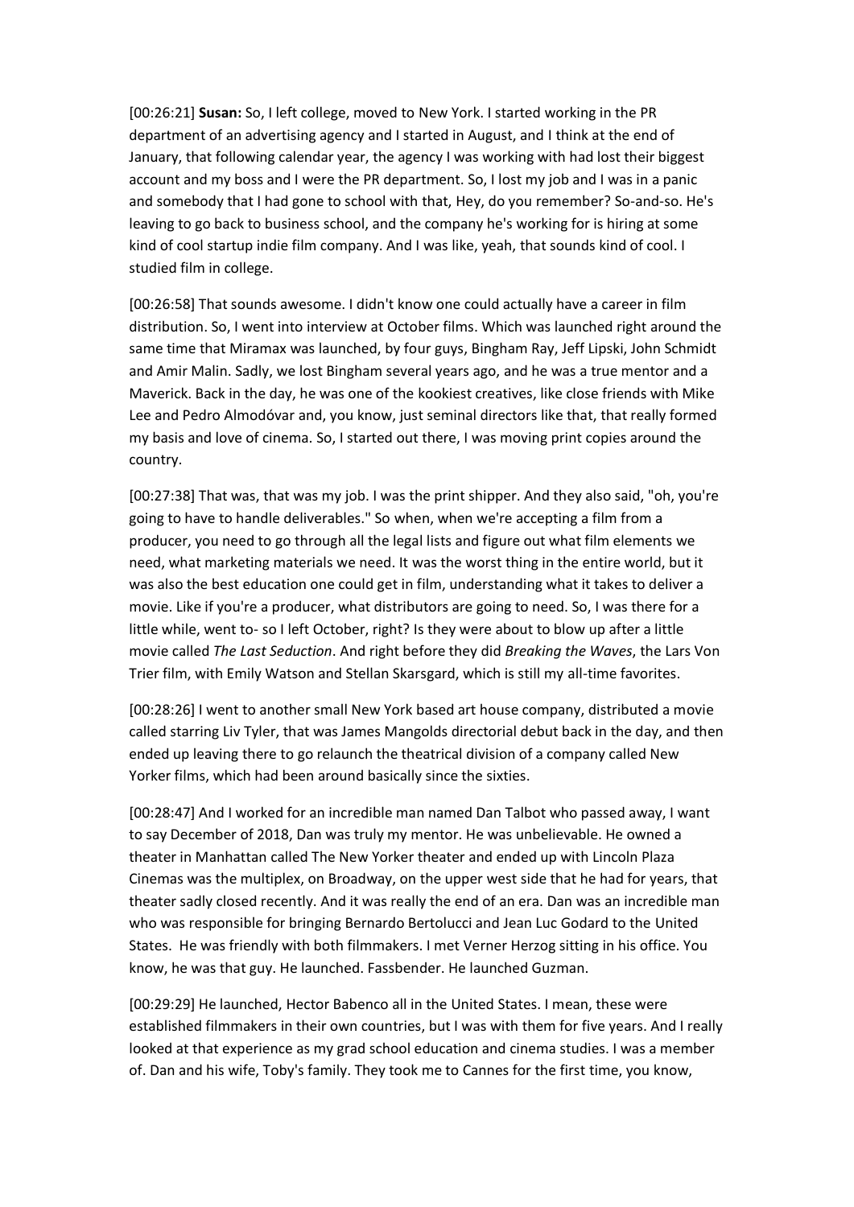[00:26:21] **Susan:** So, I left college, moved to New York. I started working in the PR department of an advertising agency and I started in August, and I think at the end of January, that following calendar year, the agency I was working with had lost their biggest account and my boss and I were the PR department. So, I lost my job and I was in a panic and somebody that I had gone to school with that, Hey, do you remember? So-and-so. He's leaving to go back to business school, and the company he's working for is hiring at some kind of cool startup indie film company. And I was like, yeah, that sounds kind of cool. I studied film in college.

[00:26:58] That sounds awesome. I didn't know one could actually have a career in film distribution. So, I went into interview at October films. Which was launched right around the same time that Miramax was launched, by four guys, Bingham Ray, Jeff Lipski, John Schmidt and Amir Malin. Sadly, we lost Bingham several years ago, and he was a true mentor and a Maverick. Back in the day, he was one of the kookiest creatives, like close friends with Mike Lee and Pedro Almodóvar and, you know, just seminal directors like that, that really formed my basis and love of cinema. So, I started out there, I was moving print copies around the country.

[00:27:38] That was, that was my job. I was the print shipper. And they also said, "oh, you're going to have to handle deliverables." So when, when we're accepting a film from a producer, you need to go through all the legal lists and figure out what film elements we need, what marketing materials we need. It was the worst thing in the entire world, but it was also the best education one could get in film, understanding what it takes to deliver a movie. Like if you're a producer, what distributors are going to need. So, I was there for a little while, went to- so I left October, right? Is they were about to blow up after a little movie called *The Last Seduction*. And right before they did *Breaking the Waves*, the Lars Von Trier film, with Emily Watson and Stellan Skarsgard, which is still my all-time favorites.

[00:28:26] I went to another small New York based art house company, distributed a movie called starring Liv Tyler, that was James Mangolds directorial debut back in the day, and then ended up leaving there to go relaunch the theatrical division of a company called New Yorker films, which had been around basically since the sixties.

[00:28:47] And I worked for an incredible man named Dan Talbot who passed away, I want to say December of 2018, Dan was truly my mentor. He was unbelievable. He owned a theater in Manhattan called The New Yorker theater and ended up with Lincoln Plaza Cinemas was the multiplex, on Broadway, on the upper west side that he had for years, that theater sadly closed recently. And it was really the end of an era. Dan was an incredible man who was responsible for bringing Bernardo Bertolucci and Jean Luc Godard to the United States. He was friendly with both filmmakers. I met Verner Herzog sitting in his office. You know, he was that guy. He launched. Fassbender. He launched Guzman.

[00:29:29] He launched, Hector Babenco all in the United States. I mean, these were established filmmakers in their own countries, but I was with them for five years. And I really looked at that experience as my grad school education and cinema studies. I was a member of. Dan and his wife, Toby's family. They took me to Cannes for the first time, you know,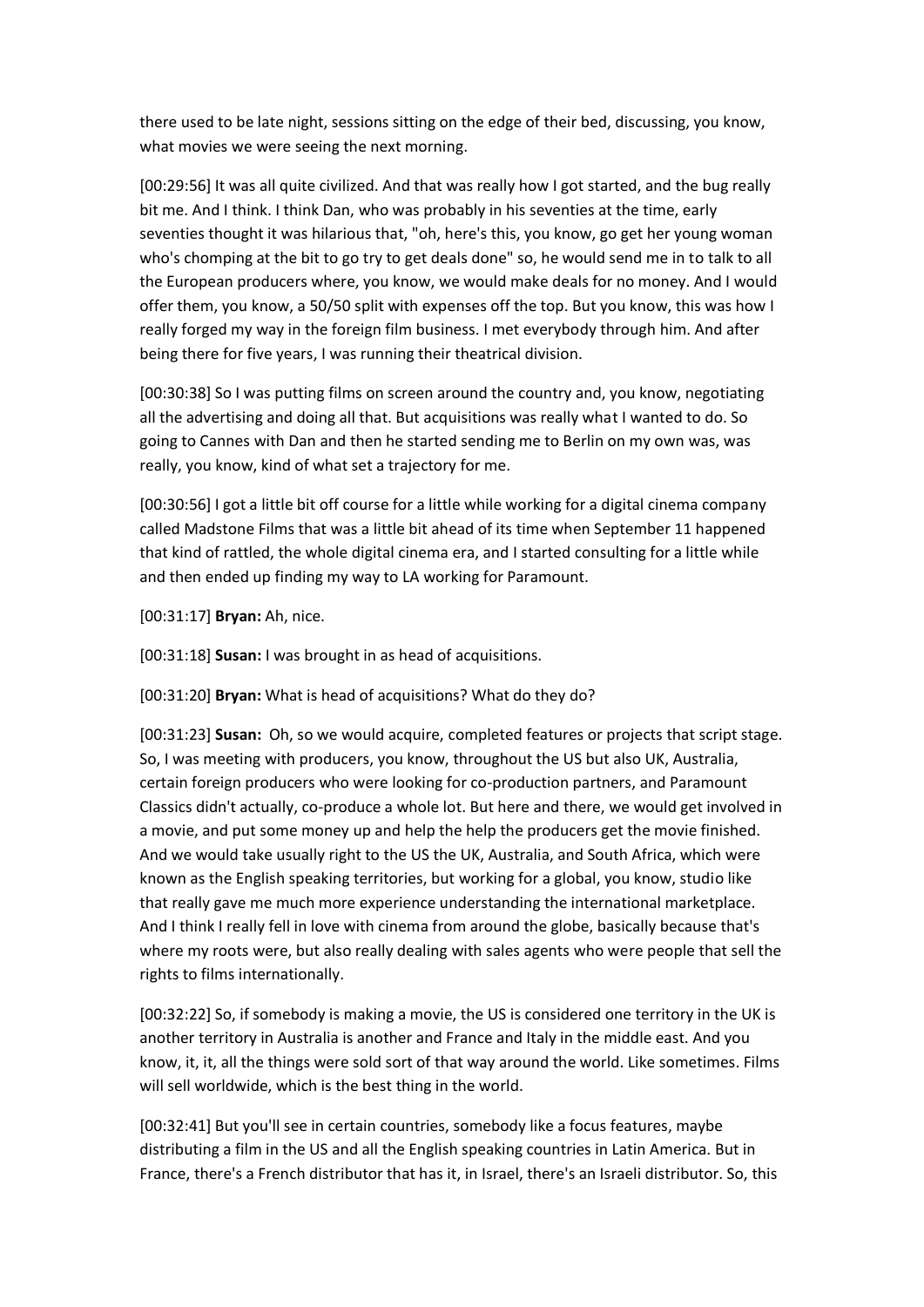there used to be late night, sessions sitting on the edge of their bed, discussing, you know, what movies we were seeing the next morning.

[00:29:56] It was all quite civilized. And that was really how I got started, and the bug really bit me. And I think. I think Dan, who was probably in his seventies at the time, early seventies thought it was hilarious that, "oh, here's this, you know, go get her young woman who's chomping at the bit to go try to get deals done" so, he would send me in to talk to all the European producers where, you know, we would make deals for no money. And I would offer them, you know, a 50/50 split with expenses off the top. But you know, this was how I really forged my way in the foreign film business. I met everybody through him. And after being there for five years, I was running their theatrical division.

[00:30:38] So I was putting films on screen around the country and, you know, negotiating all the advertising and doing all that. But acquisitions was really what I wanted to do. So going to Cannes with Dan and then he started sending me to Berlin on my own was, was really, you know, kind of what set a trajectory for me.

[00:30:56] I got a little bit off course for a little while working for a digital cinema company called Madstone Films that was a little bit ahead of its time when September 11 happened that kind of rattled, the whole digital cinema era, and I started consulting for a little while and then ended up finding my way to LA working for Paramount.

[00:31:17] **Bryan:** Ah, nice.

[00:31:18] **Susan:** I was brought in as head of acquisitions.

[00:31:20] **Bryan:** What is head of acquisitions? What do they do?

[00:31:23] **Susan:** Oh, so we would acquire, completed features or projects that script stage. So, I was meeting with producers, you know, throughout the US but also UK, Australia, certain foreign producers who were looking for co-production partners, and Paramount Classics didn't actually, co-produce a whole lot. But here and there, we would get involved in a movie, and put some money up and help the help the producers get the movie finished. And we would take usually right to the US the UK, Australia, and South Africa, which were known as the English speaking territories, but working for a global, you know, studio like that really gave me much more experience understanding the international marketplace. And I think I really fell in love with cinema from around the globe, basically because that's where my roots were, but also really dealing with sales agents who were people that sell the rights to films internationally.

[00:32:22] So, if somebody is making a movie, the US is considered one territory in the UK is another territory in Australia is another and France and Italy in the middle east. And you know, it, it, all the things were sold sort of that way around the world. Like sometimes. Films will sell worldwide, which is the best thing in the world.

[00:32:41] But you'll see in certain countries, somebody like a focus features, maybe distributing a film in the US and all the English speaking countries in Latin America. But in France, there's a French distributor that has it, in Israel, there's an Israeli distributor. So, this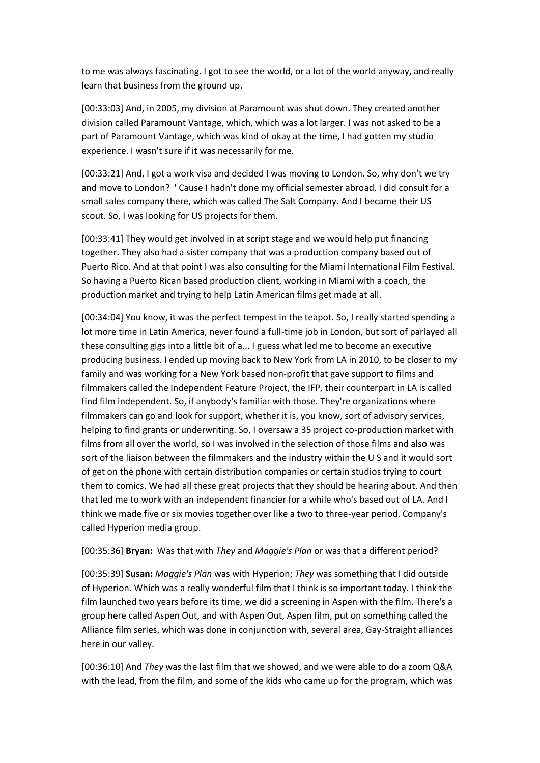to me was always fascinating. I got to see the world, or a lot of the world anyway, and really learn that business from the ground up.

[00:33:03] And, in 2005, my division at Paramount was shut down. They created another division called Paramount Vantage, which, which was a lot larger. I was not asked to be a part of Paramount Vantage, which was kind of okay at the time, I had gotten my studio experience. I wasn't sure if it was necessarily for me.

[00:33:21] And, I got a work visa and decided I was moving to London. So, why don't we try and move to London? ' Cause I hadn't done my official semester abroad. I did consult for a small sales company there, which was called The Salt Company. And I became their US scout. So, I was looking for US projects for them.

[00:33:41] They would get involved in at script stage and we would help put financing together. They also had a sister company that was a production company based out of Puerto Rico. And at that point I was also consulting for the Miami International Film Festival. So having a Puerto Rican based production client, working in Miami with a coach, the production market and trying to help Latin American films get made at all.

[00:34:04] You know, it was the perfect tempest in the teapot. So, I really started spending a lot more time in Latin America, never found a full-time job in London, but sort of parlayed all these consulting gigs into a little bit of a... I guess what led me to become an executive producing business. I ended up moving back to New York from LA in 2010, to be closer to my family and was working for a New York based non-profit that gave support to films and filmmakers called the Independent Feature Project, the IFP, their counterpart in LA is called find film independent. So, if anybody's familiar with those. They're organizations where filmmakers can go and look for support, whether it is, you know, sort of advisory services, helping to find grants or underwriting. So, I oversaw a 35 project co-production market with films from all over the world, so I was involved in the selection of those films and also was sort of the liaison between the filmmakers and the industry within the U S and it would sort of get on the phone with certain distribution companies or certain studios trying to court them to comics. We had all these great projects that they should be hearing about. And then that led me to work with an independent financier for a while who's based out of LA. And I think we made five or six movies together over like a two to three-year period. Company's called Hyperion media group.

[00:35:36] **Bryan:** Was that with *They* and *Maggie's Plan* or was that a different period?

[00:35:39] **Susan:** *Maggie's Plan* was with Hyperion; *They* was something that I did outside of Hyperion. Which was a really wonderful film that I think is so important today. I think the film launched two years before its time, we did a screening in Aspen with the film. There's a group here called Aspen Out, and with Aspen Out, Aspen film, put on something called the Alliance film series, which was done in conjunction with, several area, Gay-Straight alliances here in our valley.

[00:36:10] And *They* was the last film that we showed, and we were able to do a zoom Q&A with the lead, from the film, and some of the kids who came up for the program, which was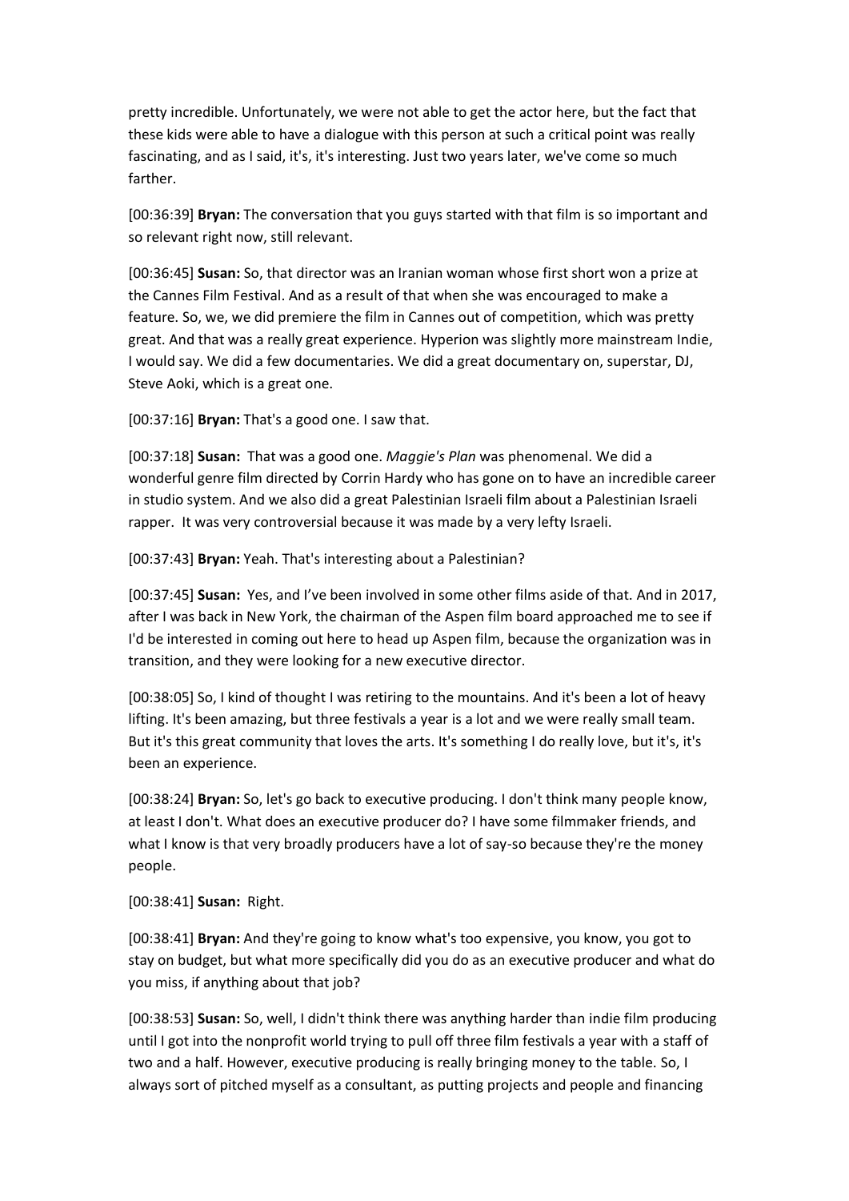pretty incredible. Unfortunately, we were not able to get the actor here, but the fact that these kids were able to have a dialogue with this person at such a critical point was really fascinating, and as I said, it's, it's interesting. Just two years later, we've come so much farther.

[00:36:39] **Bryan:** The conversation that you guys started with that film is so important and so relevant right now, still relevant.

[00:36:45] **Susan:** So, that director was an Iranian woman whose first short won a prize at the Cannes Film Festival. And as a result of that when she was encouraged to make a feature. So, we, we did premiere the film in Cannes out of competition, which was pretty great. And that was a really great experience. Hyperion was slightly more mainstream Indie, I would say. We did a few documentaries. We did a great documentary on, superstar, DJ, Steve Aoki, which is a great one.

[00:37:16] **Bryan:** That's a good one. I saw that.

[00:37:18] **Susan:** That was a good one. *Maggie's Plan* was phenomenal. We did a wonderful genre film directed by Corrin Hardy who has gone on to have an incredible career in studio system. And we also did a great Palestinian Israeli film about a Palestinian Israeli rapper. It was very controversial because it was made by a very lefty Israeli.

[00:37:43] **Bryan:** Yeah. That's interesting about a Palestinian?

[00:37:45] **Susan:** Yes, and I've been involved in some other films aside of that. And in 2017, after I was back in New York, the chairman of the Aspen film board approached me to see if I'd be interested in coming out here to head up Aspen film, because the organization was in transition, and they were looking for a new executive director.

[00:38:05] So, I kind of thought I was retiring to the mountains. And it's been a lot of heavy lifting. It's been amazing, but three festivals a year is a lot and we were really small team. But it's this great community that loves the arts. It's something I do really love, but it's, it's been an experience.

[00:38:24] **Bryan:** So, let's go back to executive producing. I don't think many people know, at least I don't. What does an executive producer do? I have some filmmaker friends, and what I know is that very broadly producers have a lot of say-so because they're the money people.

[00:38:41] **Susan:** Right.

[00:38:41] **Bryan:** And they're going to know what's too expensive, you know, you got to stay on budget, but what more specifically did you do as an executive producer and what do you miss, if anything about that job?

[00:38:53] **Susan:** So, well, I didn't think there was anything harder than indie film producing until I got into the nonprofit world trying to pull off three film festivals a year with a staff of two and a half. However, executive producing is really bringing money to the table. So, I always sort of pitched myself as a consultant, as putting projects and people and financing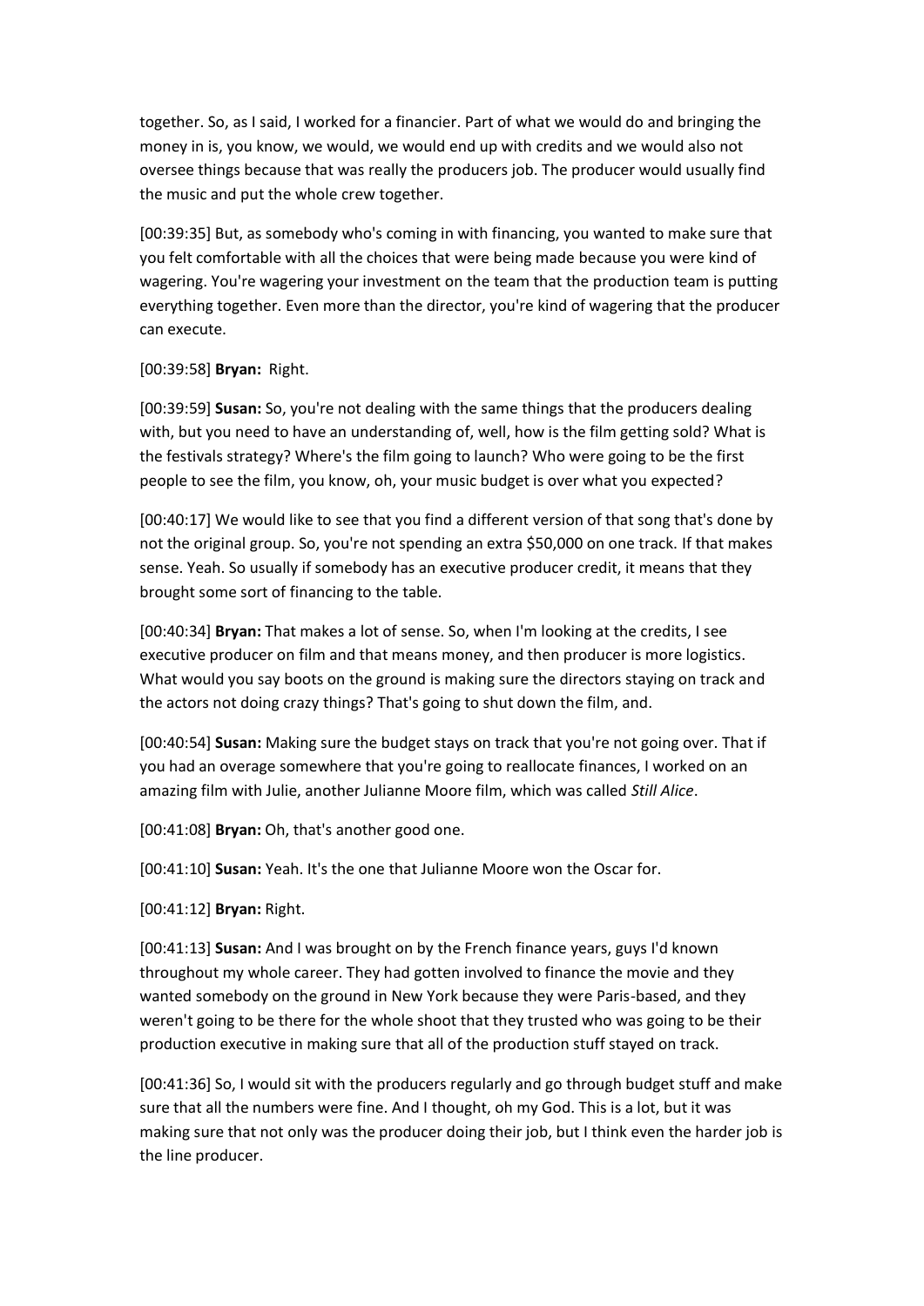together. So, as I said, I worked for a financier. Part of what we would do and bringing the money in is, you know, we would, we would end up with credits and we would also not oversee things because that was really the producers job. The producer would usually find the music and put the whole crew together.

[00:39:35] But, as somebody who's coming in with financing, you wanted to make sure that you felt comfortable with all the choices that were being made because you were kind of wagering. You're wagering your investment on the team that the production team is putting everything together. Even more than the director, you're kind of wagering that the producer can execute.

[00:39:58] **Bryan:** Right.

[00:39:59] **Susan:** So, you're not dealing with the same things that the producers dealing with, but you need to have an understanding of, well, how is the film getting sold? What is the festivals strategy? Where's the film going to launch? Who were going to be the first people to see the film, you know, oh, your music budget is over what you expected?

[00:40:17] We would like to see that you find a different version of that song that's done by not the original group. So, you're not spending an extra $50,000 on one track. If that makes sense. Yeah. So usually if somebody has an executive producer credit, it means that they brought some sort of financing to the table.

[00:40:34] **Bryan:** That makes a lot of sense. So, when I'm looking at the credits, I see executive producer on film and that means money, and then producer is more logistics. What would you say boots on the ground is making sure the directors staying on track and the actors not doing crazy things? That's going to shut down the film, and.

[00:40:54] **Susan:** Making sure the budget stays on track that you're not going over. That if you had an overage somewhere that you're going to reallocate finances, I worked on an amazing film with Julie, another Julianne Moore film, which was called *Still Alice*.

[00:41:08] **Bryan:** Oh, that's another good one.

[00:41:10] **Susan:** Yeah. It's the one that Julianne Moore won the Oscar for.

[00:41:12] **Bryan:** Right.

[00:41:13] **Susan:** And I was brought on by the French finance years, guys I'd known throughout my whole career. They had gotten involved to finance the movie and they wanted somebody on the ground in New York because they were Paris-based, and they weren't going to be there for the whole shoot that they trusted who was going to be their production executive in making sure that all of the production stuff stayed on track.

[00:41:36] So, I would sit with the producers regularly and go through budget stuff and make sure that all the numbers were fine. And I thought, oh my God. This is a lot, but it was making sure that not only was the producer doing their job, but I think even the harder job is the line producer.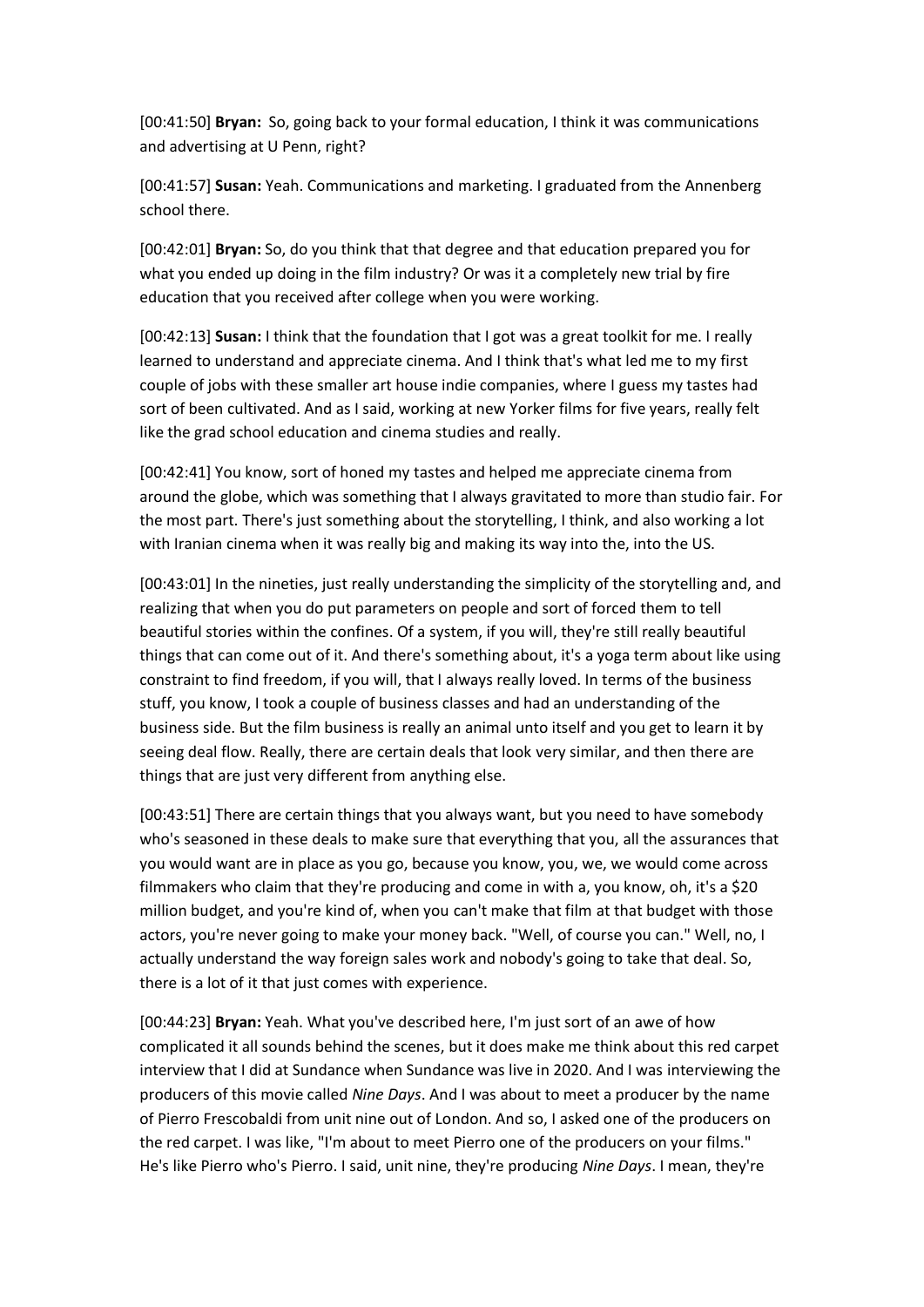[00:41:50] **Bryan:** So, going back to your formal education, I think it was communications and advertising at U Penn, right?

[00:41:57] **Susan:** Yeah. Communications and marketing. I graduated from the Annenberg school there.

[00:42:01] **Bryan:** So, do you think that that degree and that education prepared you for what you ended up doing in the film industry? Or was it a completely new trial by fire education that you received after college when you were working.

[00:42:13] **Susan:** I think that the foundation that I got was a great toolkit for me. I really learned to understand and appreciate cinema. And I think that's what led me to my first couple of jobs with these smaller art house indie companies, where I guess my tastes had sort of been cultivated. And as I said, working at new Yorker films for five years, really felt like the grad school education and cinema studies and really.

[00:42:41] You know, sort of honed my tastes and helped me appreciate cinema from around the globe, which was something that I always gravitated to more than studio fair. For the most part. There's just something about the storytelling, I think, and also working a lot with Iranian cinema when it was really big and making its way into the, into the US.

[00:43:01] In the nineties, just really understanding the simplicity of the storytelling and, and realizing that when you do put parameters on people and sort of forced them to tell beautiful stories within the confines. Of a system, if you will, they're still really beautiful things that can come out of it. And there's something about, it's a yoga term about like using constraint to find freedom, if you will, that I always really loved. In terms of the business stuff, you know, I took a couple of business classes and had an understanding of the business side. But the film business is really an animal unto itself and you get to learn it by seeing deal flow. Really, there are certain deals that look very similar, and then there are things that are just very different from anything else.

[00:43:51] There are certain things that you always want, but you need to have somebody who's seasoned in these deals to make sure that everything that you, all the assurances that you would want are in place as you go, because you know, you, we, we would come across filmmakers who claim that they're producing and come in with a, you know, oh, it's a $20 million budget, and you're kind of, when you can't make that film at that budget with those actors, you're never going to make your money back. "Well, of course you can." Well, no, I actually understand the way foreign sales work and nobody's going to take that deal. So, there is a lot of it that just comes with experience.

[00:44:23] **Bryan:** Yeah. What you've described here, I'm just sort of an awe of how complicated it all sounds behind the scenes, but it does make me think about this red carpet interview that I did at Sundance when Sundance was live in 2020. And I was interviewing the producers of this movie called *Nine Days*. And I was about to meet a producer by the name of Pierro Frescobaldi from unit nine out of London. And so, I asked one of the producers on the red carpet. I was like, "I'm about to meet Pierro one of the producers on your films." He's like Pierro who's Pierro. I said, unit nine, they're producing *Nine Days*. I mean, they're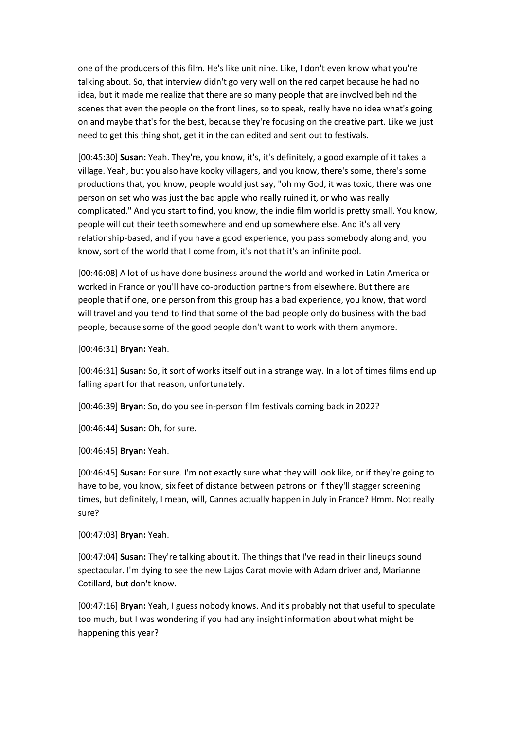one of the producers of this film. He's like unit nine. Like, I don't even know what you're talking about. So, that interview didn't go very well on the red carpet because he had no idea, but it made me realize that there are so many people that are involved behind the scenes that even the people on the front lines, so to speak, really have no idea what's going on and maybe that's for the best, because they're focusing on the creative part. Like we just need to get this thing shot, get it in the can edited and sent out to festivals.

[00:45:30] **Susan:** Yeah. They're, you know, it's, it's definitely, a good example of it takes a village. Yeah, but you also have kooky villagers, and you know, there's some, there's some productions that, you know, people would just say, "oh my God, it was toxic, there was one person on set who was just the bad apple who really ruined it, or who was really complicated." And you start to find, you know, the indie film world is pretty small. You know, people will cut their teeth somewhere and end up somewhere else. And it's all very relationship-based, and if you have a good experience, you pass somebody along and, you know, sort of the world that I come from, it's not that it's an infinite pool.

[00:46:08] A lot of us have done business around the world and worked in Latin America or worked in France or you'll have co-production partners from elsewhere. But there are people that if one, one person from this group has a bad experience, you know, that word will travel and you tend to find that some of the bad people only do business with the bad people, because some of the good people don't want to work with them anymore.

[00:46:31] **Bryan:** Yeah.

[00:46:31] **Susan:** So, it sort of works itself out in a strange way. In a lot of times films end up falling apart for that reason, unfortunately.

[00:46:39] **Bryan:** So, do you see in-person film festivals coming back in 2022?

[00:46:44] **Susan:** Oh, for sure.

[00:46:45] **Bryan:** Yeah.

[00:46:45] **Susan:** For sure. I'm not exactly sure what they will look like, or if they're going to have to be, you know, six feet of distance between patrons or if they'll stagger screening times, but definitely, I mean, will, Cannes actually happen in July in France? Hmm. Not really sure?

[00:47:03] **Bryan:** Yeah.

[00:47:04] **Susan:** They're talking about it. The things that I've read in their lineups sound spectacular. I'm dying to see the new Lajos Carat movie with Adam driver and, Marianne Cotillard, but don't know.

[00:47:16] **Bryan:** Yeah, I guess nobody knows. And it's probably not that useful to speculate too much, but I was wondering if you had any insight information about what might be happening this year?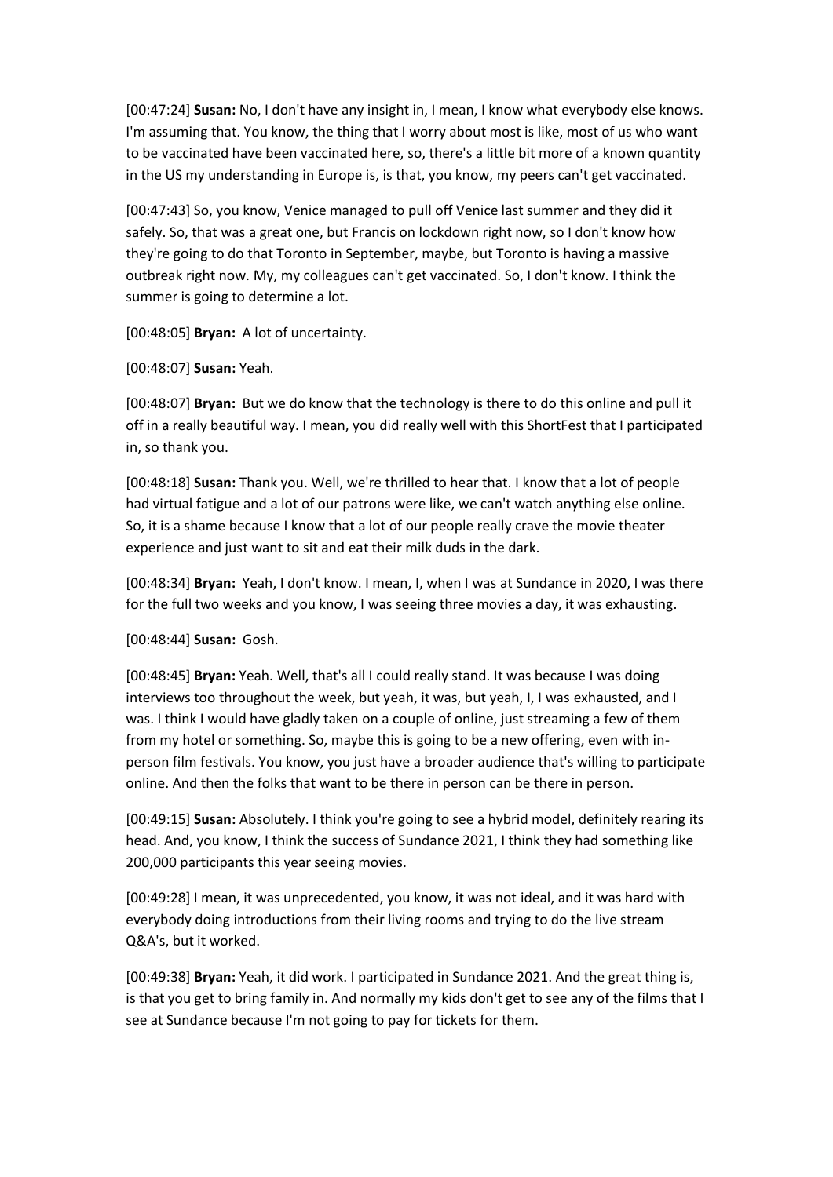[00:47:24] **Susan:** No, I don't have any insight in, I mean, I know what everybody else knows. I'm assuming that. You know, the thing that I worry about most is like, most of us who want to be vaccinated have been vaccinated here, so, there's a little bit more of a known quantity in the US my understanding in Europe is, is that, you know, my peers can't get vaccinated.

[00:47:43] So, you know, Venice managed to pull off Venice last summer and they did it safely. So, that was a great one, but Francis on lockdown right now, so I don't know how they're going to do that Toronto in September, maybe, but Toronto is having a massive outbreak right now. My, my colleagues can't get vaccinated. So, I don't know. I think the summer is going to determine a lot.

[00:48:05] **Bryan:** A lot of uncertainty.

[00:48:07] **Susan:** Yeah.

[00:48:07] **Bryan:** But we do know that the technology is there to do this online and pull it off in a really beautiful way. I mean, you did really well with this ShortFest that I participated in, so thank you.

[00:48:18] **Susan:** Thank you. Well, we're thrilled to hear that. I know that a lot of people had virtual fatigue and a lot of our patrons were like, we can't watch anything else online. So, it is a shame because I know that a lot of our people really crave the movie theater experience and just want to sit and eat their milk duds in the dark.

[00:48:34] **Bryan:** Yeah, I don't know. I mean, I, when I was at Sundance in 2020, I was there for the full two weeks and you know, I was seeing three movies a day, it was exhausting.

[00:48:44] **Susan:** Gosh.

[00:48:45] **Bryan:** Yeah. Well, that's all I could really stand. It was because I was doing interviews too throughout the week, but yeah, it was, but yeah, I, I was exhausted, and I was. I think I would have gladly taken on a couple of online, just streaming a few of them from my hotel or something. So, maybe this is going to be a new offering, even with in-person film festivals. You know, you just have a broader audience that's willing to participate online. And then the folks that want to be there in person can be there in person.

[00:49:15] **Susan:** Absolutely. I think you're going to see a hybrid model, definitely rearing its head. And, you know, I think the success of Sundance 2021, I think they had something like 200,000 participants this year seeing movies.

[00:49:28] I mean, it was unprecedented, you know, it was not ideal, and it was hard with everybody doing introductions from their living rooms and trying to do the live stream Q&A's, but it worked.

[00:49:38] **Bryan:** Yeah, it did work. I participated in Sundance 2021. And the great thing is, is that you get to bring family in. And normally my kids don't get to see any of the films that I see at Sundance because I'm not going to pay for tickets for them.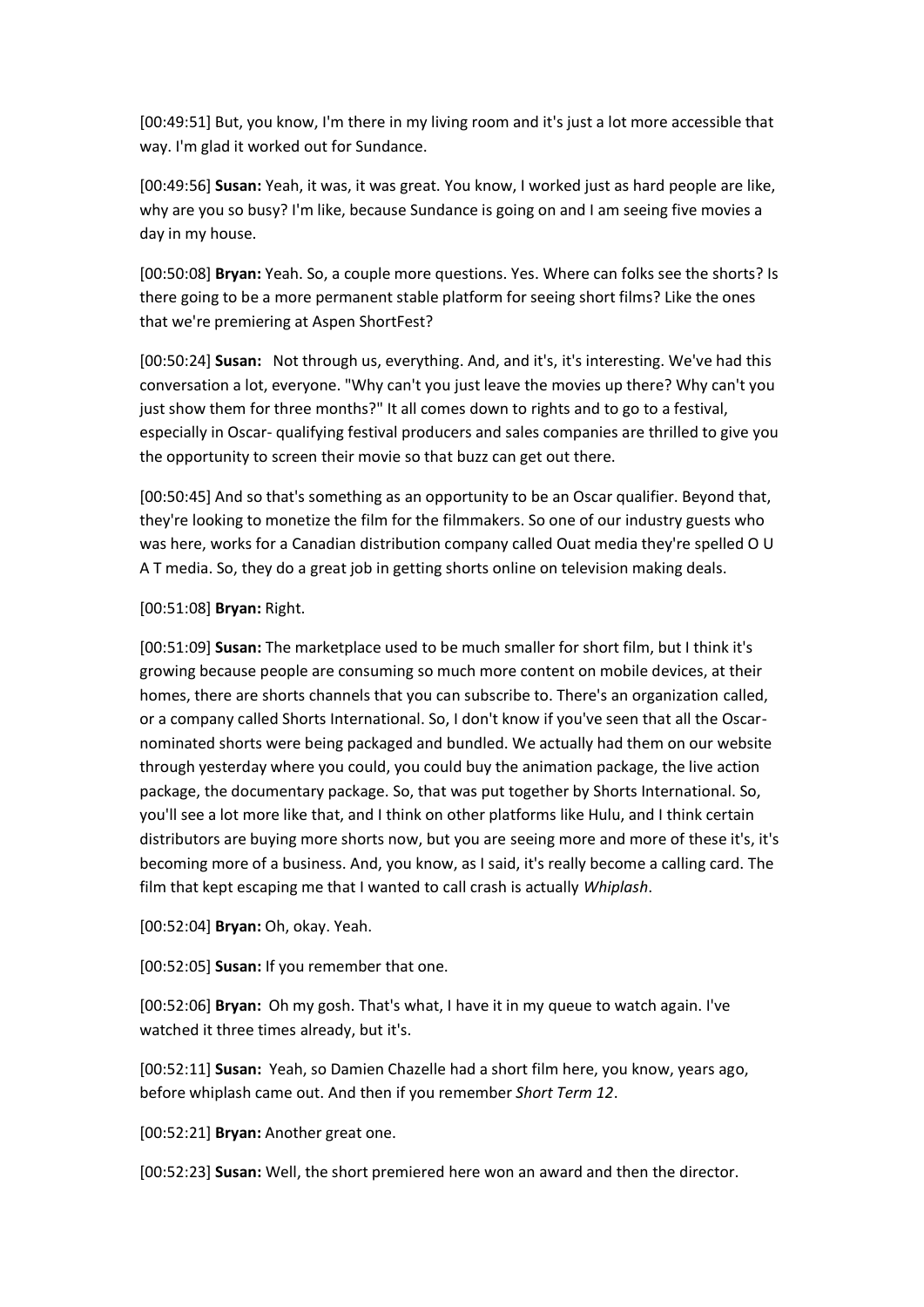[00:49:51] But, you know, I'm there in my living room and it's just a lot more accessible that way. I'm glad it worked out for Sundance.

[00:49:56] **Susan:** Yeah, it was, it was great. You know, I worked just as hard people are like, why are you so busy? I'm like, because Sundance is going on and I am seeing five movies a day in my house.

[00:50:08] **Bryan:** Yeah. So, a couple more questions. Yes. Where can folks see the shorts? Is there going to be a more permanent stable platform for seeing short films? Like the ones that we're premiering at Aspen ShortFest?

[00:50:24] **Susan:** Not through us, everything. And, and it's, it's interesting. We've had this conversation a lot, everyone. "Why can't you just leave the movies up there? Why can't you just show them for three months?" It all comes down to rights and to go to a festival, especially in Oscar- qualifying festival producers and sales companies are thrilled to give you the opportunity to screen their movie so that buzz can get out there.

[00:50:45] And so that's something as an opportunity to be an Oscar qualifier. Beyond that, they're looking to monetize the film for the filmmakers. So one of our industry guests who was here, works for a Canadian distribution company called Ouat media they're spelled O U A T media. So, they do a great job in getting shorts online on television making deals.

[00:51:08] **Bryan:** Right.

[00:51:09] **Susan:** The marketplace used to be much smaller for short film, but I think it's growing because people are consuming so much more content on mobile devices, at their homes, there are shorts channels that you can subscribe to. There's an organization called, or a company called Shorts International. So, I don't know if you've seen that all the Oscar-nominated shorts were being packaged and bundled. We actually had them on our website through yesterday where you could, you could buy the animation package, the live action package, the documentary package. So, that was put together by Shorts International. So, you'll see a lot more like that, and I think on other platforms like Hulu, and I think certain distributors are buying more shorts now, but you are seeing more and more of these it's, it's becoming more of a business. And, you know, as I said, it's really become a calling card. The film that kept escaping me that I wanted to call crash is actually *Whiplash*.

[00:52:04] **Bryan:** Oh, okay. Yeah.

[00:52:05] **Susan:** If you remember that one.

[00:52:06] **Bryan:** Oh my gosh. That's what, I have it in my queue to watch again. I've watched it three times already, but it's.

[00:52:11] **Susan:** Yeah, so Damien Chazelle had a short film here, you know, years ago, before whiplash came out. And then if you remember *Short Term 12*.

[00:52:21] **Bryan:** Another great one.

[00:52:23] **Susan:** Well, the short premiered here won an award and then the director.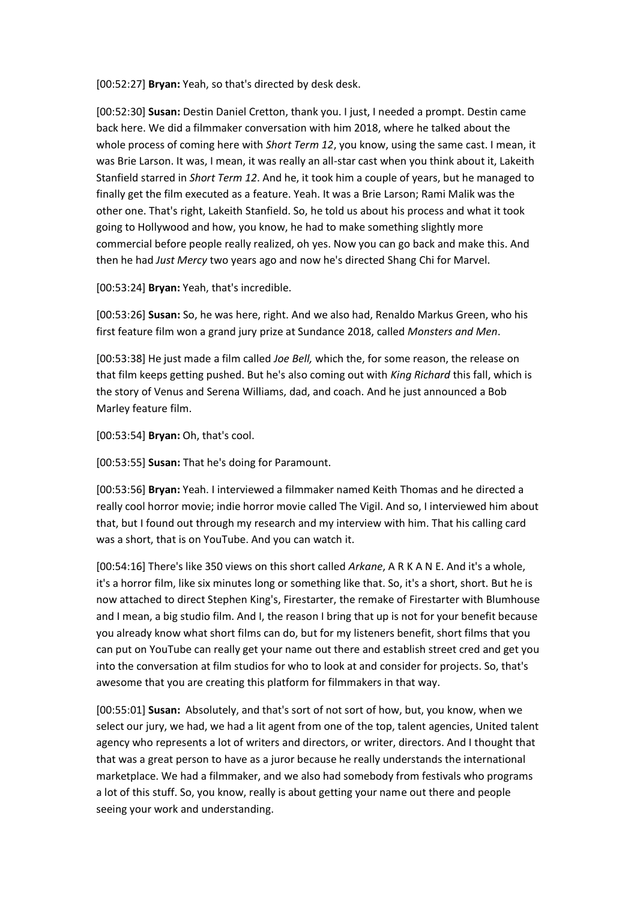[00:52:27] **Bryan:** Yeah, so that's directed by desk desk.

[00:52:30] **Susan:** Destin Daniel Cretton, thank you. I just, I needed a prompt. Destin came back here. We did a filmmaker conversation with him 2018, where he talked about the whole process of coming here with *Short Term 12*, you know, using the same cast. I mean, it was Brie Larson. It was, I mean, it was really an all-star cast when you think about it, Lakeith Stanfield starred in *Short Term 12*. And he, it took him a couple of years, but he managed to finally get the film executed as a feature. Yeah. It was a Brie Larson; Rami Malik was the other one. That's right, Lakeith Stanfield. So, he told us about his process and what it took going to Hollywood and how, you know, he had to make something slightly more commercial before people really realized, oh yes. Now you can go back and make this. And then he had *Just Mercy* two years ago and now he's directed Shang Chi for Marvel.

[00:53:24] **Bryan:** Yeah, that's incredible.

[00:53:26] **Susan:** So, he was here, right. And we also had, Renaldo Markus Green, who his first feature film won a grand jury prize at Sundance 2018, called *Monsters and Men*.

[00:53:38] He just made a film called *Joe Bell,* which the, for some reason, the release on that film keeps getting pushed. But he's also coming out with *King Richard* this fall, which is the story of Venus and Serena Williams, dad, and coach. And he just announced a Bob Marley feature film.

[00:53:54] **Bryan:** Oh, that's cool.

[00:53:55] **Susan:** That he's doing for Paramount.

[00:53:56] **Bryan:** Yeah. I interviewed a filmmaker named Keith Thomas and he directed a really cool horror movie; indie horror movie called The Vigil. And so, I interviewed him about that, but I found out through my research and my interview with him. That his calling card was a short, that is on YouTube. And you can watch it.

[00:54:16] There's like 350 views on this short called *Arkane*, A R K A N E. And it's a whole, it's a horror film, like six minutes long or something like that. So, it's a short, short. But he is now attached to direct Stephen King's, Firestarter, the remake of Firestarter with Blumhouse and I mean, a big studio film. And I, the reason I bring that up is not for your benefit because you already know what short films can do, but for my listeners benefit, short films that you can put on YouTube can really get your name out there and establish street cred and get you into the conversation at film studios for who to look at and consider for projects. So, that's awesome that you are creating this platform for filmmakers in that way.

[00:55:01] **Susan:** Absolutely, and that's sort of not sort of how, but, you know, when we select our jury, we had, we had a lit agent from one of the top, talent agencies, United talent agency who represents a lot of writers and directors, or writer, directors. And I thought that that was a great person to have as a juror because he really understands the international marketplace. We had a filmmaker, and we also had somebody from festivals who programs a lot of this stuff. So, you know, really is about getting your name out there and people seeing your work and understanding.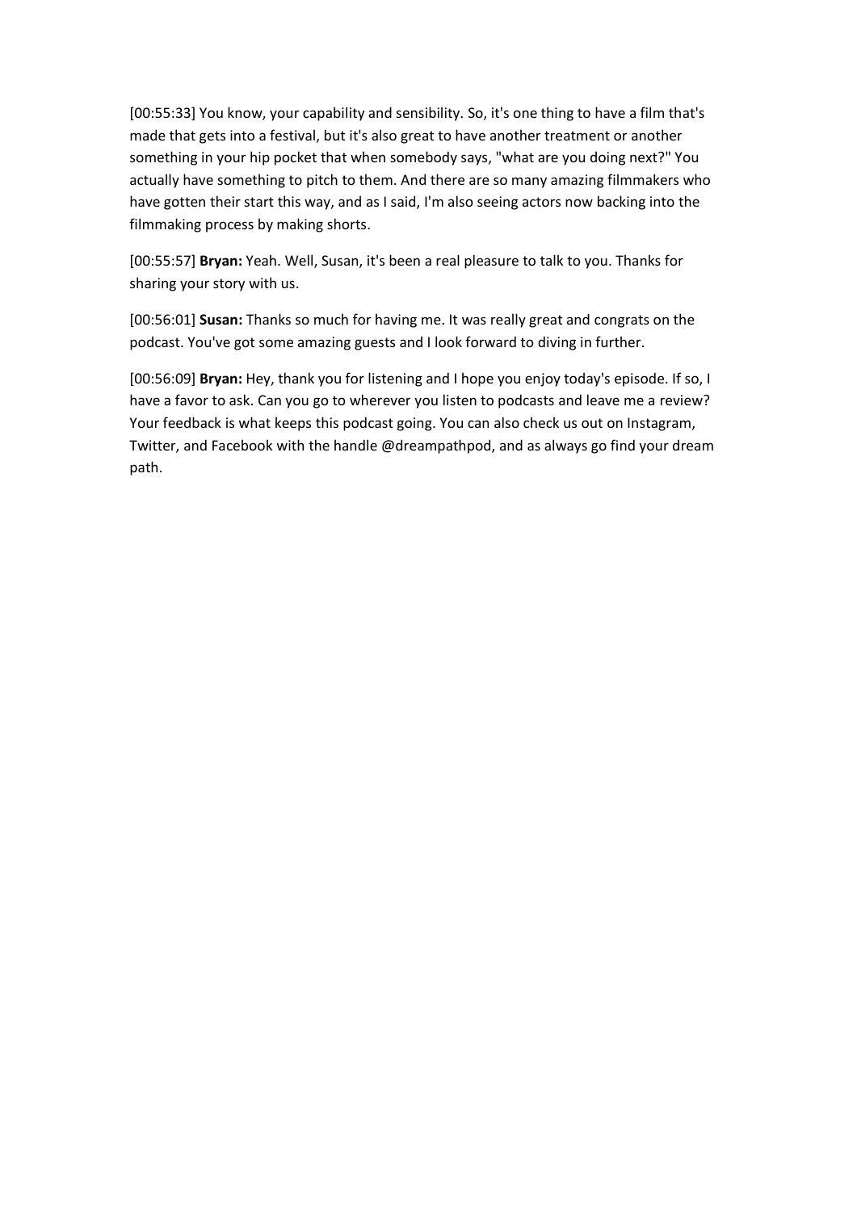[00:55:33] You know, your capability and sensibility. So, it's one thing to have a film that's made that gets into a festival, but it's also great to have another treatment or another something in your hip pocket that when somebody says, "what are you doing next?" You actually have something to pitch to them. And there are so many amazing filmmakers who have gotten their start this way, and as I said, I'm also seeing actors now backing into the filmmaking process by making shorts.

[00:55:57] **Bryan:** Yeah. Well, Susan, it's been a real pleasure to talk to you. Thanks for sharing your story with us.

[00:56:01] **Susan:** Thanks so much for having me. It was really great and congrats on the podcast. You've got some amazing guests and I look forward to diving in further.

[00:56:09] **Bryan:** Hey, thank you for listening and I hope you enjoy today's episode. If so, I have a favor to ask. Can you go to wherever you listen to podcasts and leave me a review? Your feedback is what keeps this podcast going. You can also check us out on Instagram, Twitter, and Facebook with the handle @dreampathpod, and as always go find your dream path.